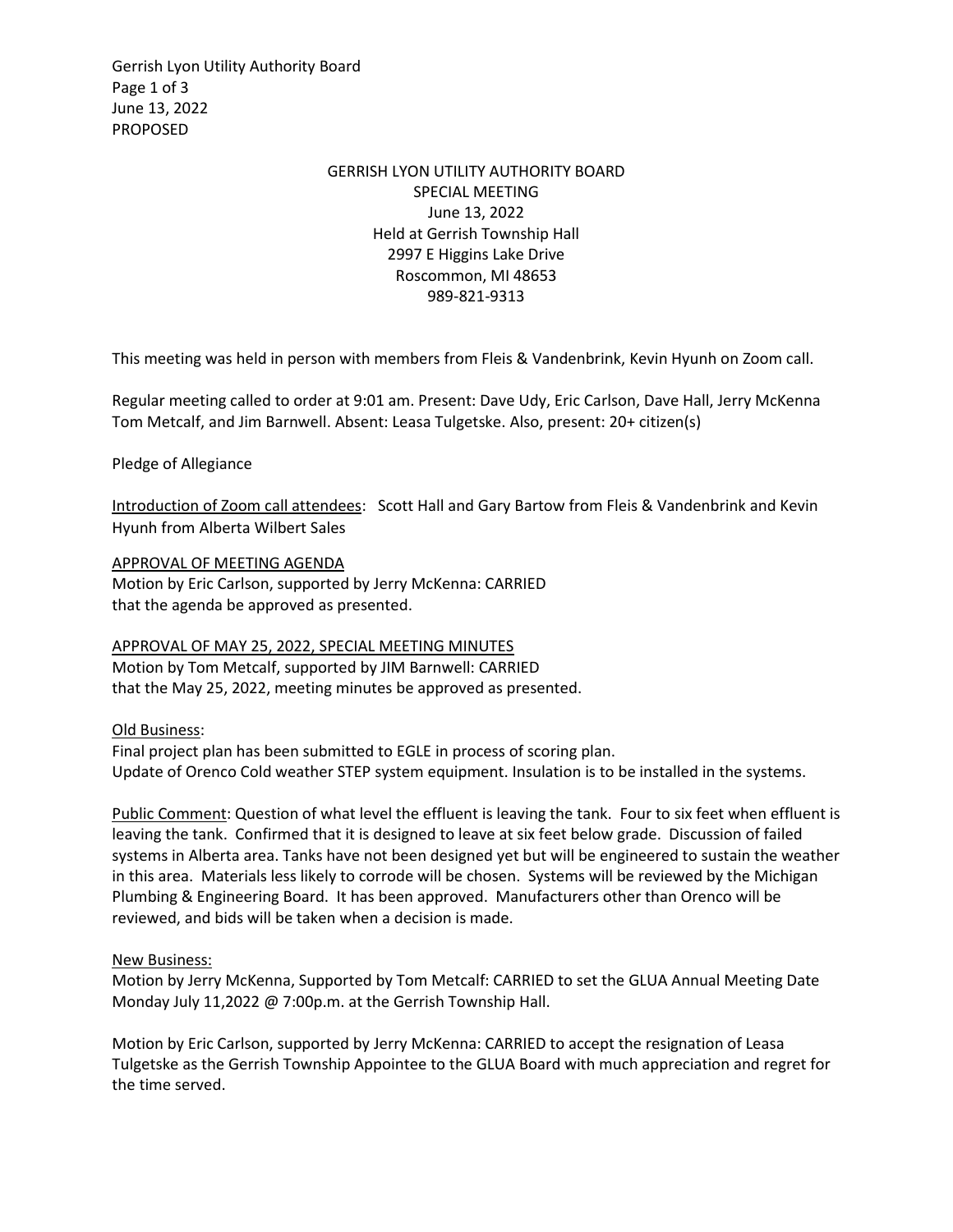GERRISH LYON UTILITY AUTHORITY BOARD
SPECIAL MEETING
June 13, 2022
Held at Gerrish Township Hall
2997 E Higgins Lake Drive
Roscommon, MI 48653
989-821-9313

This meeting was held in person with members from Fleis & Vandenbrink, Kevin Hyunh on Zoom call.

Regular meeting called to order at 9:01 am. Present: Dave Udy, Eric Carlson, Dave Hall, Jerry McKenna Tom Metcalf, and Jim Barnwell. Absent: Leasa Tulgetske. Also, present: 20+ citizen(s)

Pledge of Allegiance

Introduction of Zoom call attendees: Scott Hall and Gary Bartow from Fleis & Vandenbrink and Kevin Hyunh from Alberta Wilbert Sales

APPROVAL OF MEETING AGENDA
Motion by Eric Carlson, supported by Jerry McKenna: CARRIED
that the agenda be approved as presented.

APPROVAL OF MAY 25, 2022, SPECIAL MEETING MINUTES
Motion by Tom Metcalf, supported by JIM Barnwell: CARRIED
that the May 25, 2022, meeting minutes be approved as presented.

Old Business:
Final project plan has been submitted to EGLE in process of scoring plan.
Update of Orenco Cold weather STEP system equipment. Insulation is to be installed in the systems.

Public Comment: Question of what level the effluent is leaving the tank. Four to six feet when effluent is leaving the tank. Confirmed that it is designed to leave at six feet below grade. Discussion of failed systems in Alberta area. Tanks have not been designed yet but will be engineered to sustain the weather in this area. Materials less likely to corrode will be chosen. Systems will be reviewed by the Michigan Plumbing & Engineering Board. It has been approved. Manufacturers other than Orenco will be reviewed, and bids will be taken when a decision is made.

New Business:
Motion by Jerry McKenna, Supported by Tom Metcalf: CARRIED to set the GLUA Annual Meeting Date Monday July 11,2022 @ 7:00p.m. at the Gerrish Township Hall.

Motion by Eric Carlson, supported by Jerry McKenna: CARRIED to accept the resignation of Leasa Tulgetske as the Gerrish Township Appointee to the GLUA Board with much appreciation and regret for the time served.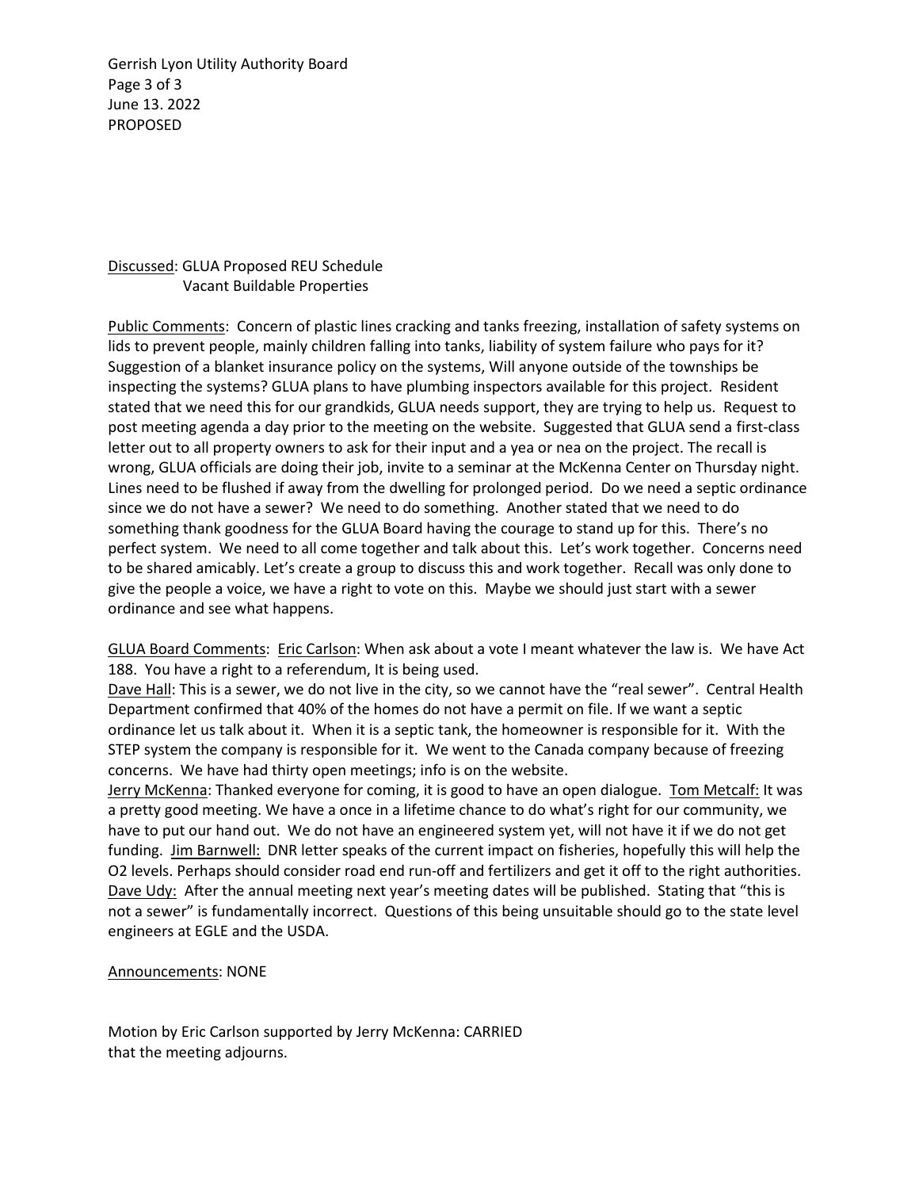Discussed: GLUA Proposed REU Schedule
Vacant Buildable Properties

Public Comments: Concern of plastic lines cracking and tanks freezing, installation of safety systems on lids to prevent people, mainly children falling into tanks, liability of system failure who pays for it? Suggestion of a blanket insurance policy on the systems, Will anyone outside of the townships be inspecting the systems? GLUA plans to have plumbing inspectors available for this project. Resident stated that we need this for our grandkids, GLUA needs support, they are trying to help us. Request to post meeting agenda a day prior to the meeting on the website. Suggested that GLUA send a first-class letter out to all property owners to ask for their input and a yea or nea on the project. The recall is wrong, GLUA officials are doing their job, invite to a seminar at the McKenna Center on Thursday night. Lines need to be flushed if away from the dwelling for prolonged period. Do we need a septic ordinance since we do not have a sewer? We need to do something. Another stated that we need to do something thank goodness for the GLUA Board having the courage to stand up for this. There's no perfect system. We need to all come together and talk about this. Let's work together. Concerns need to be shared amicably. Let's create a group to discuss this and work together. Recall was only done to give the people a voice, we have a right to vote on this. Maybe we should just start with a sewer ordinance and see what happens.

GLUA Board Comments: Eric Carlson: When ask about a vote I meant whatever the law is. We have Act 188. You have a right to a referendum, It is being used.
Dave Hall: This is a sewer, we do not live in the city, so we cannot have the "real sewer". Central Health Department confirmed that 40% of the homes do not have a permit on file. If we want a septic ordinance let us talk about it. When it is a septic tank, the homeowner is responsible for it. With the STEP system the company is responsible for it. We went to the Canada company because of freezing concerns. We have had thirty open meetings; info is on the website.
Jerry McKenna: Thanked everyone for coming, it is good to have an open dialogue. Tom Metcalf: It was a pretty good meeting. We have a once in a lifetime chance to do what's right for our community, we have to put our hand out. We do not have an engineered system yet, will not have it if we do not get funding. Jim Barnwell: DNR letter speaks of the current impact on fisheries, hopefully this will help the O2 levels. Perhaps should consider road end run-off and fertilizers and get it off to the right authorities.
Dave Udy: After the annual meeting next year's meeting dates will be published. Stating that "this is not a sewer" is fundamentally incorrect. Questions of this being unsuitable should go to the state level engineers at EGLE and the USDA.

Announcements: NONE

Motion by Eric Carlson supported by Jerry McKenna: CARRIED
that the meeting adjourns.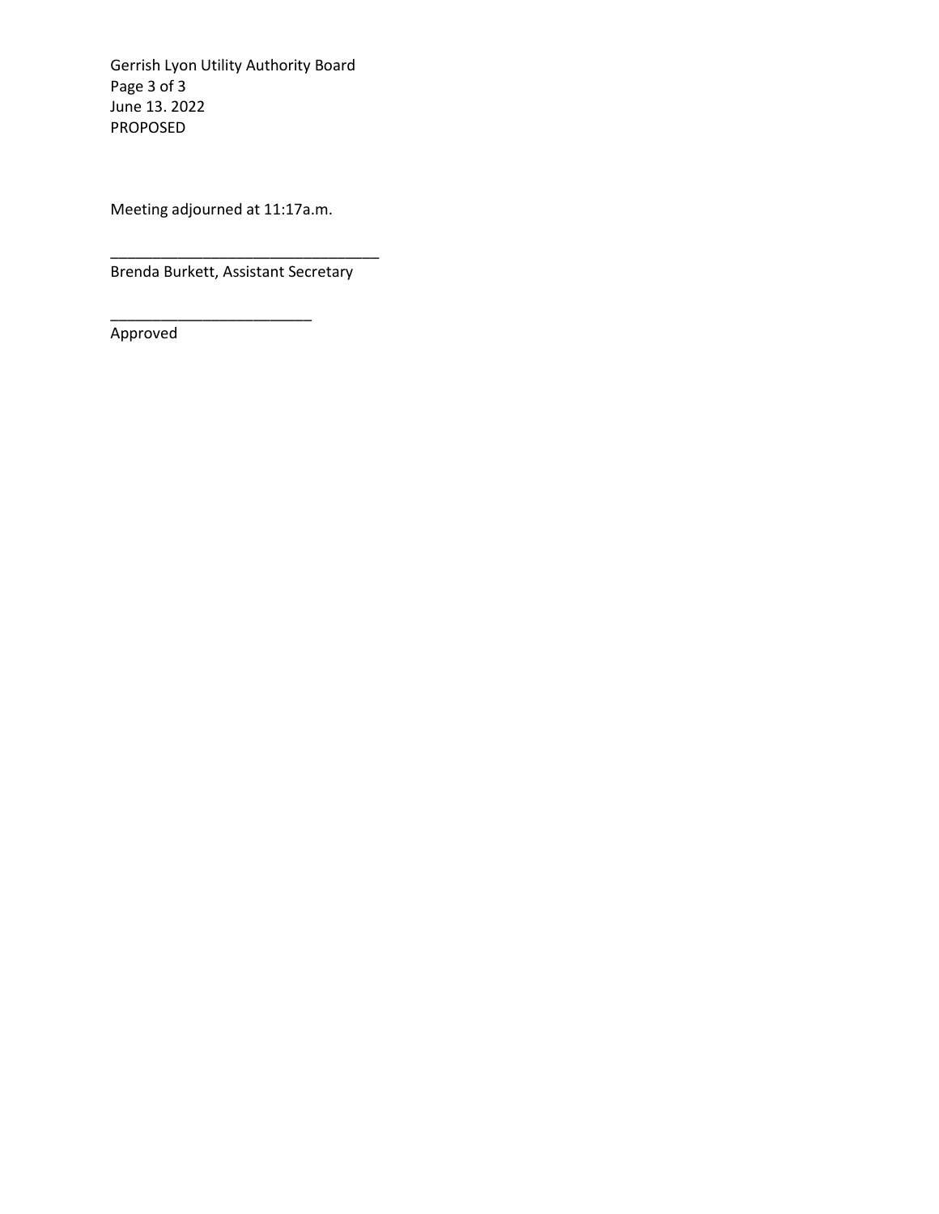Meeting adjourned at 11:17a.m.

_______________________________
Brenda Burkett, Assistant Secretary

_______________________
Approved